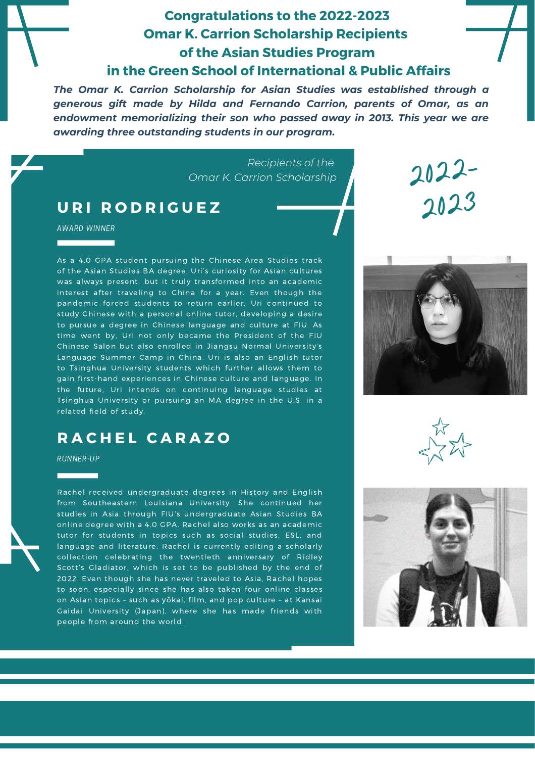# Congratulations to the 2022-2023 Omar K. Carrion Scholarship Recipients of the Asian Studies Program in the Green School of International & Public Affairs

***The Omar K. Carrion Scholarship for Asian Studies was established through a generous gift made by Hilda and Fernando Carrion, parents of Omar, as an endowment memorializing their son who passed away in 2013. This year we are awarding three outstanding students in our program.***

*Recipients of the Omar K. Carrion Scholarship*

2022-2023

## URI RODRIGUEZ

*AWARD WINNER*

As a 4.0 GPA student pursuing the Chinese Area Studies track of the Asian Studies BA degree, Uri's curiosity for Asian cultures was always present, but it truly transformed into an academic interest after traveling to China for a year. Even though the pandemic forced students to return earlier, Uri continued to study Chinese with a personal online tutor, developing a desire to pursue a degree in Chinese language and culture at FIU. As time went by, Uri not only became the President of the FIU Chinese Salon but also enrolled in Jiangsu Normal University's Language Summer Camp in China. Uri is also an English tutor to Tsinghua University students which further allows them to gain first-hand experiences in Chinese culture and language. In the future, Uri intends on continuing language studies at Tsinghua University or pursuing an MA degree in the U.S. in a related field of study.

## RACHEL CARAZO

*RUNNER-UP*

Rachel received undergraduate degrees in History and English from Southeastern Louisiana University. She continued her studies in Asia through FIU's undergraduate Asian Studies BA online degree with a 4.0 GPA. Rachel also works as an academic tutor for students in topics such as social studies, ESL, and language and literature. Rachel is currently editing a scholarly collection celebrating the twentieth anniversary of Ridley Scott's Gladiator, which is set to be published by the end of 2022. Even though she has never traveled to Asia, Rachel hopes to soon, especially since she has also taken four online classes on Asian topics – such as yōkai, film, and pop culture – at Kansai Gaidai University (Japan), where she has made friends with people from around the world.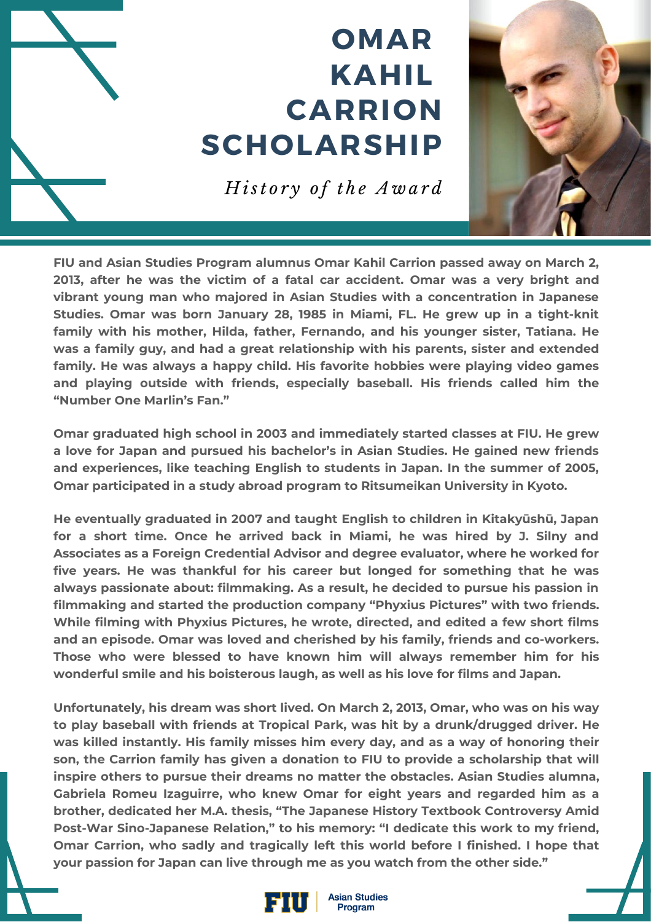# OMAR KAHIL CARRION SCHOLARSHIP

*History of the Award*

**FIU and Asian Studies Program alumnus Omar Kahil Carrion passed away on March 2, 2013, after he was the victim of a fatal car accident. Omar was a very bright and vibrant young man who majored in Asian Studies with a concentration in Japanese Studies. Omar was born January 28, 1985 in Miami, FL. He grew up in a tight-knit family with his mother, Hilda, father, Fernando, and his younger sister, Tatiana. He was a family guy, and had a great relationship with his parents, sister and extended family. He was always a happy child. His favorite hobbies were playing video games and playing outside with friends, especially baseball. His friends called him the "Number One Marlin's Fan."**

**Omar graduated high school in 2003 and immediately started classes at FIU. He grew a love for Japan and pursued his bachelor's in Asian Studies. He gained new friends and experiences, like teaching English to students in Japan. In the summer of 2005, Omar participated in a study abroad program to Ritsumeikan University in Kyoto.**

**He eventually graduated in 2007 and taught English to children in Kitakyūshū, Japan for a short time. Once he arrived back in Miami, he was hired by J. Silny and Associates as a Foreign Credential Advisor and degree evaluator, where he worked for five years. He was thankful for his career but longed for something that he was always passionate about: filmmaking. As a result, he decided to pursue his passion in filmmaking and started the production company "Phyxius Pictures" with two friends. While filming with Phyxius Pictures, he wrote, directed, and edited a few short films and an episode. Omar was loved and cherished by his family, friends and co-workers. Those who were blessed to have known him will always remember him for his wonderful smile and his boisterous laugh, as well as his love for films and Japan.**

**Unfortunately, his dream was short lived. On March 2, 2013, Omar, who was on his way to play baseball with friends at Tropical Park, was hit by a drunk/drugged driver. He was killed instantly. His family misses him every day, and as a way of honoring their son, the Carrion family has given a donation to FIU to provide a scholarship that will inspire others to pursue their dreams no matter the obstacles. Asian Studies alumna, Gabriela Romeu Izaguirre, who knew Omar for eight years and regarded him as a brother, dedicated her M.A. thesis, "The Japanese History Textbook Controversy Amid Post-War Sino-Japanese Relation," to his memory: "I dedicate this work to my friend, Omar Carrion, who sadly and tragically left this world before I finished. I hope that your passion for Japan can live through me as you watch from the other side."**

FIU | Asian Studies Program